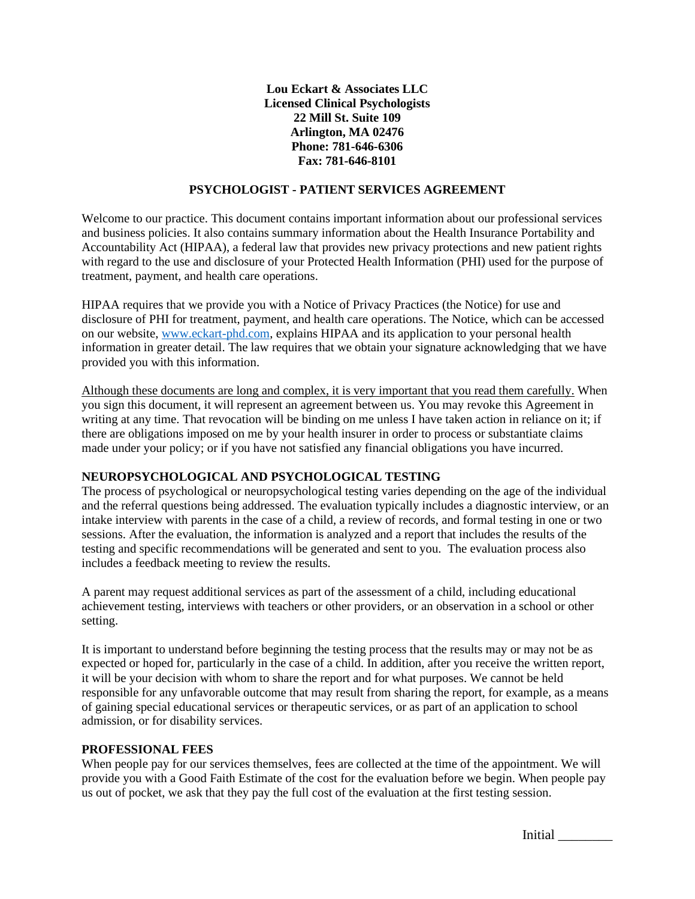**Lou Eckart & Associates LLC**
**Licensed Clinical Psychologists**
**22 Mill St. Suite 109**
**Arlington, MA 02476**
**Phone: 781-646-6306**
**Fax: 781-646-8101**

## PSYCHOLOGIST - PATIENT SERVICES AGREEMENT

Welcome to our practice. This document contains important information about our professional services and business policies. It also contains summary information about the Health Insurance Portability and Accountability Act (HIPAA), a federal law that provides new privacy protections and new patient rights with regard to the use and disclosure of your Protected Health Information (PHI) used for the purpose of treatment, payment, and health care operations.

HIPAA requires that we provide you with a Notice of Privacy Practices (the Notice) for use and disclosure of PHI for treatment, payment, and health care operations. The Notice, which can be accessed on our website, [www.eckart-phd.com](http://www.eckart-phd.com), explains HIPAA and its application to your personal health information in greater detail. The law requires that we obtain your signature acknowledging that we have provided you with this information.

<u>Although these documents are long and complex, it is very important that you read them carefully.</u> When you sign this document, it will represent an agreement between us. You may revoke this Agreement in writing at any time. That revocation will be binding on me unless I have taken action in reliance on it; if there are obligations imposed on me by your health insurer in order to process or substantiate claims made under your policy; or if you have not satisfied any financial obligations you have incurred.

### NEUROPSYCHOLOGICAL AND PSYCHOLOGICAL TESTING

The process of psychological or neuropsychological testing varies depending on the age of the individual and the referral questions being addressed. The evaluation typically includes a diagnostic interview, or an intake interview with parents in the case of a child, a review of records, and formal testing in one or two sessions. After the evaluation, the information is analyzed and a report that includes the results of the testing and specific recommendations will be generated and sent to you. The evaluation process also includes a feedback meeting to review the results.

A parent may request additional services as part of the assessment of a child, including educational achievement testing, interviews with teachers or other providers, or an observation in a school or other setting.

It is important to understand before beginning the testing process that the results may or may not be as expected or hoped for, particularly in the case of a child. In addition, after you receive the written report, it will be your decision with whom to share the report and for what purposes. We cannot be held responsible for any unfavorable outcome that may result from sharing the report, for example, as a means of gaining special educational services or therapeutic services, or as part of an application to school admission, or for disability services.

### PROFESSIONAL FEES

When people pay for our services themselves, fees are collected at the time of the appointment. We will provide you with a Good Faith Estimate of the cost for the evaluation before we begin. When people pay us out of pocket, we ask that they pay the full cost of the evaluation at the first testing session.

Initial ________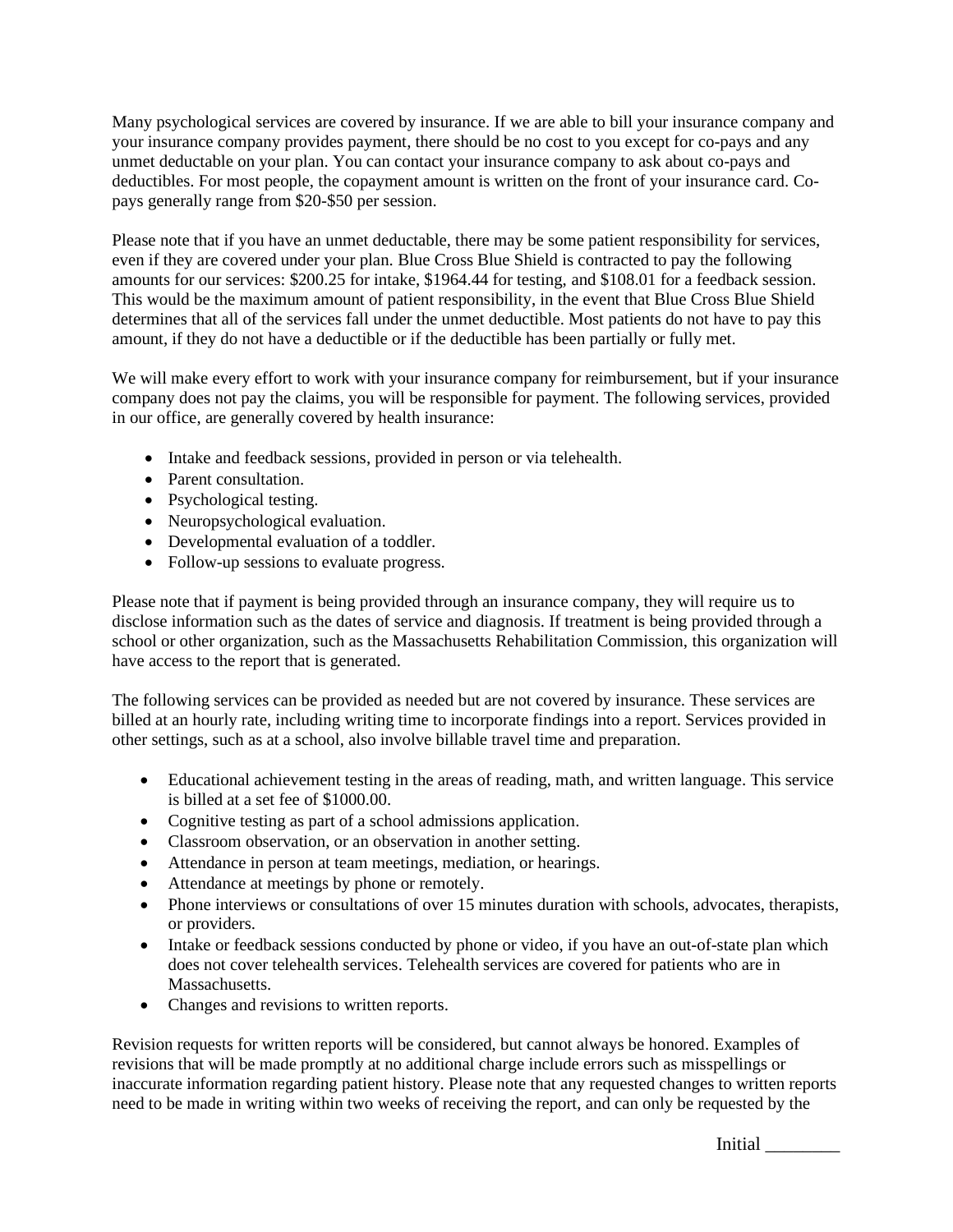Many psychological services are covered by insurance. If we are able to bill your insurance company and your insurance company provides payment, there should be no cost to you except for co-pays and any unmet deductable on your plan. You can contact your insurance company to ask about co-pays and deductibles. For most people, the copayment amount is written on the front of your insurance card. Co-pays generally range from $20-$50 per session.

Please note that if you have an unmet deductable, there may be some patient responsibility for services, even if they are covered under your plan. Blue Cross Blue Shield is contracted to pay the following amounts for our services: $200.25 for intake, $1964.44 for testing, and $108.01 for a feedback session. This would be the maximum amount of patient responsibility, in the event that Blue Cross Blue Shield determines that all of the services fall under the unmet deductible. Most patients do not have to pay this amount, if they do not have a deductible or if the deductible has been partially or fully met.

We will make every effort to work with your insurance company for reimbursement, but if your insurance company does not pay the claims, you will be responsible for payment. The following services, provided in our office, are generally covered by health insurance:

- Intake and feedback sessions, provided in person or via telehealth.
- Parent consultation.
- Psychological testing.
- Neuropsychological evaluation.
- Developmental evaluation of a toddler.
- Follow-up sessions to evaluate progress.

Please note that if payment is being provided through an insurance company, they will require us to disclose information such as the dates of service and diagnosis. If treatment is being provided through a school or other organization, such as the Massachusetts Rehabilitation Commission, this organization will have access to the report that is generated.

The following services can be provided as needed but are not covered by insurance. These services are billed at an hourly rate, including writing time to incorporate findings into a report. Services provided in other settings, such as at a school, also involve billable travel time and preparation.

- Educational achievement testing in the areas of reading, math, and written language. This service is billed at a set fee of $1000.00.
- Cognitive testing as part of a school admissions application.
- Classroom observation, or an observation in another setting.
- Attendance in person at team meetings, mediation, or hearings.
- Attendance at meetings by phone or remotely.
- Phone interviews or consultations of over 15 minutes duration with schools, advocates, therapists, or providers.
- Intake or feedback sessions conducted by phone or video, if you have an out-of-state plan which does not cover telehealth services. Telehealth services are covered for patients who are in Massachusetts.
- Changes and revisions to written reports.

Revision requests for written reports will be considered, but cannot always be honored. Examples of revisions that will be made promptly at no additional charge include errors such as misspellings or inaccurate information regarding patient history. Please note that any requested changes to written reports need to be made in writing within two weeks of receiving the report, and can only be requested by the

Initial ________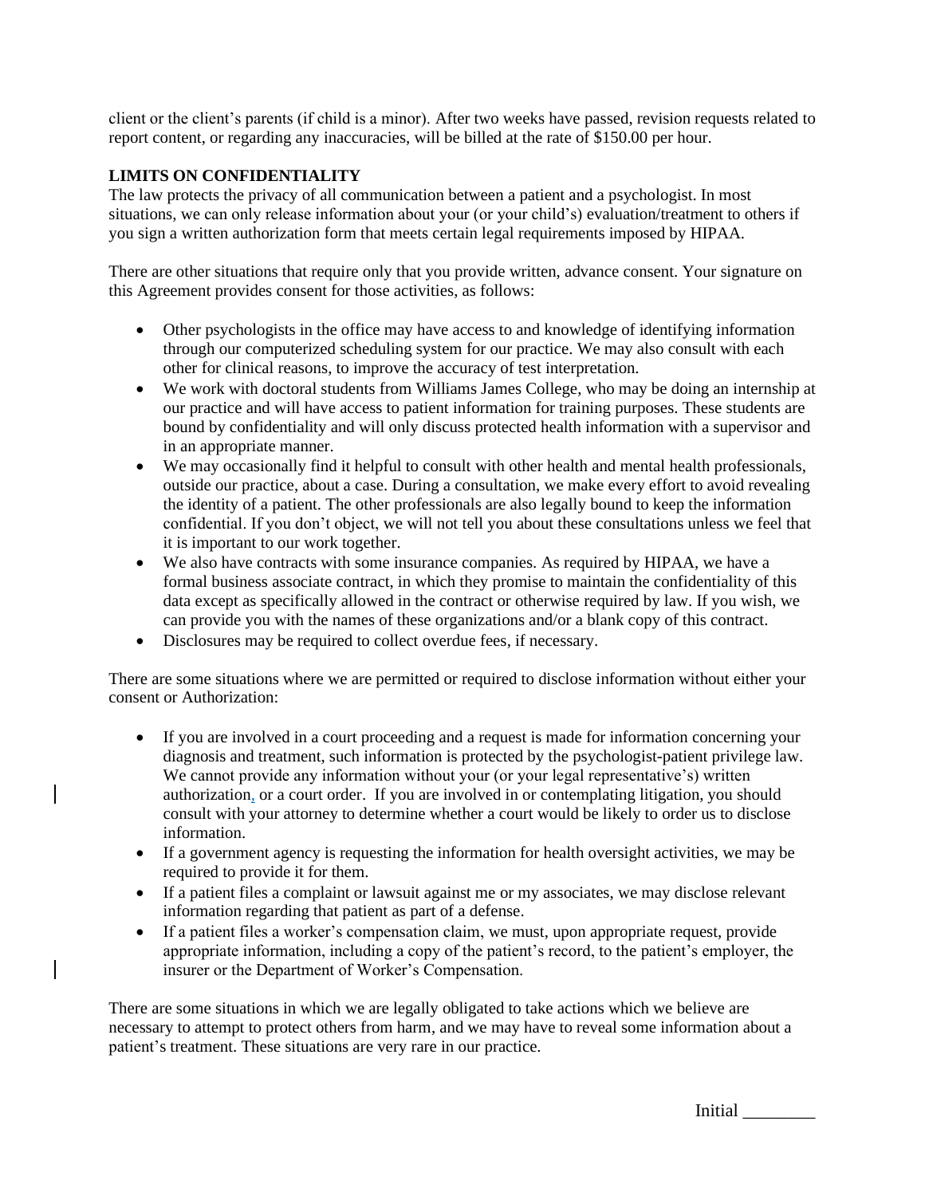client or the client's parents (if child is a minor). After two weeks have passed, revision requests related to report content, or regarding any inaccuracies, will be billed at the rate of $150.00 per hour.

**LIMITS ON CONFIDENTIALITY**

The law protects the privacy of all communication between a patient and a psychologist. In most situations, we can only release information about your (or your child's) evaluation/treatment to others if you sign a written authorization form that meets certain legal requirements imposed by HIPAA.

There are other situations that require only that you provide written, advance consent. Your signature on this Agreement provides consent for those activities, as follows:

- Other psychologists in the office may have access to and knowledge of identifying information through our computerized scheduling system for our practice. We may also consult with each other for clinical reasons, to improve the accuracy of test interpretation.
- We work with doctoral students from Williams James College, who may be doing an internship at our practice and will have access to patient information for training purposes. These students are bound by confidentiality and will only discuss protected health information with a supervisor and in an appropriate manner.
- We may occasionally find it helpful to consult with other health and mental health professionals, outside our practice, about a case. During a consultation, we make every effort to avoid revealing the identity of a patient. The other professionals are also legally bound to keep the information confidential. If you don't object, we will not tell you about these consultations unless we feel that it is important to our work together.
- We also have contracts with some insurance companies. As required by HIPAA, we have a formal business associate contract, in which they promise to maintain the confidentiality of this data except as specifically allowed in the contract or otherwise required by law. If you wish, we can provide you with the names of these organizations and/or a blank copy of this contract.
- Disclosures may be required to collect overdue fees, if necessary.

There are some situations where we are permitted or required to disclose information without either your consent or Authorization:

- If you are involved in a court proceeding and a request is made for information concerning your diagnosis and treatment, such information is protected by the psychologist-patient privilege law. We cannot provide any information without your (or your legal representative's) written authorization, or a court order. If you are involved in or contemplating litigation, you should consult with your attorney to determine whether a court would be likely to order us to disclose information.
- If a government agency is requesting the information for health oversight activities, we may be required to provide it for them.
- If a patient files a complaint or lawsuit against me or my associates, we may disclose relevant information regarding that patient as part of a defense.
- If a patient files a worker's compensation claim, we must, upon appropriate request, provide appropriate information, including a copy of the patient's record, to the patient's employer, the insurer or the Department of Worker's Compensation.

There are some situations in which we are legally obligated to take actions which we believe are necessary to attempt to protect others from harm, and we may have to reveal some information about a patient's treatment. These situations are very rare in our practice.

Initial ________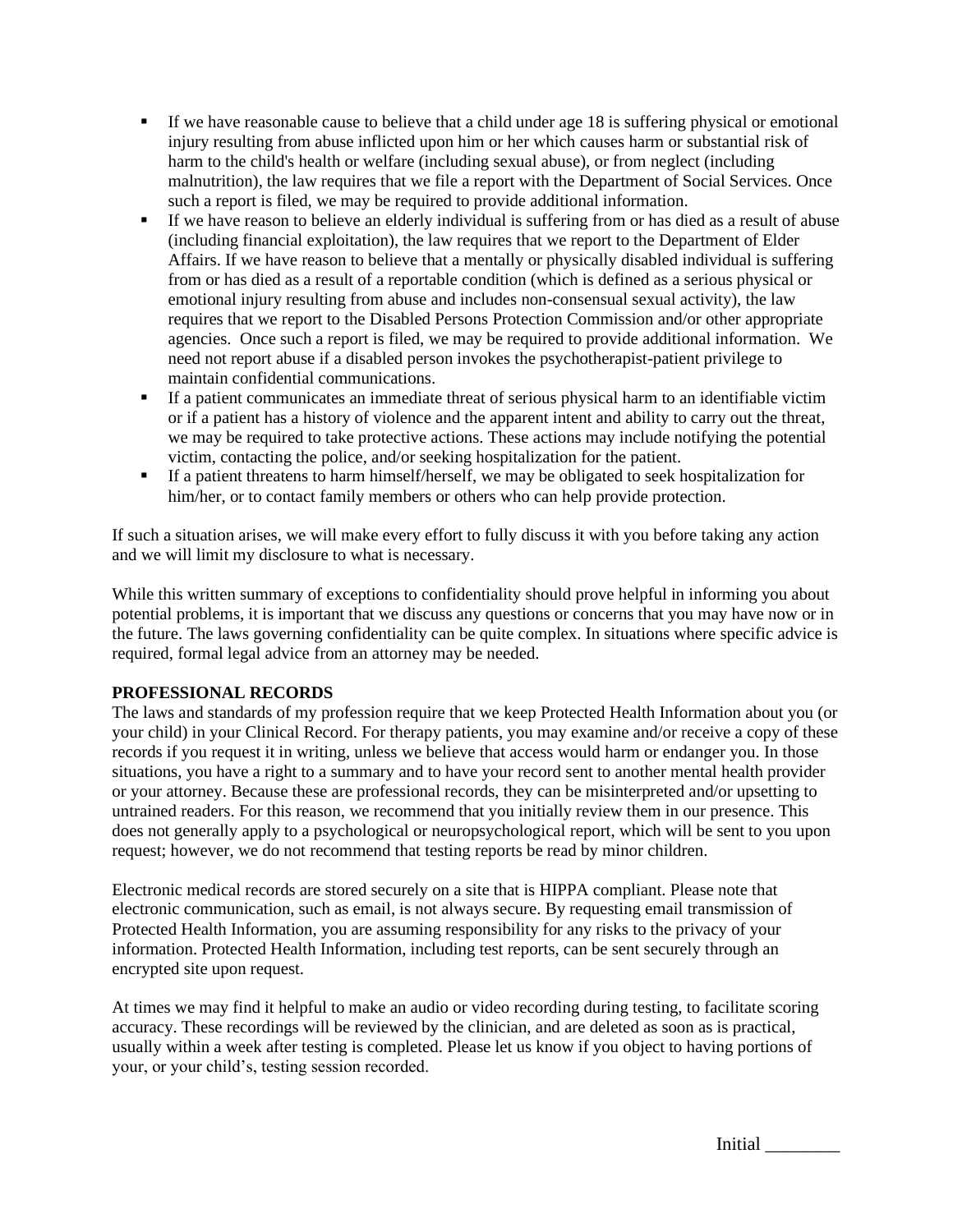- If we have reasonable cause to believe that a child under age 18 is suffering physical or emotional injury resulting from abuse inflicted upon him or her which causes harm or substantial risk of harm to the child's health or welfare (including sexual abuse), or from neglect (including malnutrition), the law requires that we file a report with the Department of Social Services. Once such a report is filed, we may be required to provide additional information.
- If we have reason to believe an elderly individual is suffering from or has died as a result of abuse (including financial exploitation), the law requires that we report to the Department of Elder Affairs. If we have reason to believe that a mentally or physically disabled individual is suffering from or has died as a result of a reportable condition (which is defined as a serious physical or emotional injury resulting from abuse and includes non-consensual sexual activity), the law requires that we report to the Disabled Persons Protection Commission and/or other appropriate agencies. Once such a report is filed, we may be required to provide additional information. We need not report abuse if a disabled person invokes the psychotherapist-patient privilege to maintain confidential communications.
- If a patient communicates an immediate threat of serious physical harm to an identifiable victim or if a patient has a history of violence and the apparent intent and ability to carry out the threat, we may be required to take protective actions. These actions may include notifying the potential victim, contacting the police, and/or seeking hospitalization for the patient.
- If a patient threatens to harm himself/herself, we may be obligated to seek hospitalization for him/her, or to contact family members or others who can help provide protection.

If such a situation arises, we will make every effort to fully discuss it with you before taking any action and we will limit my disclosure to what is necessary.

While this written summary of exceptions to confidentiality should prove helpful in informing you about potential problems, it is important that we discuss any questions or concerns that you may have now or in the future. The laws governing confidentiality can be quite complex. In situations where specific advice is required, formal legal advice from an attorney may be needed.

**PROFESSIONAL RECORDS**

The laws and standards of my profession require that we keep Protected Health Information about you (or your child) in your Clinical Record. For therapy patients, you may examine and/or receive a copy of these records if you request it in writing, unless we believe that access would harm or endanger you. In those situations, you have a right to a summary and to have your record sent to another mental health provider or your attorney. Because these are professional records, they can be misinterpreted and/or upsetting to untrained readers. For this reason, we recommend that you initially review them in our presence. This does not generally apply to a psychological or neuropsychological report, which will be sent to you upon request; however, we do not recommend that testing reports be read by minor children.

Electronic medical records are stored securely on a site that is HIPPA compliant. Please note that electronic communication, such as email, is not always secure. By requesting email transmission of Protected Health Information, you are assuming responsibility for any risks to the privacy of your information. Protected Health Information, including test reports, can be sent securely through an encrypted site upon request.

At times we may find it helpful to make an audio or video recording during testing, to facilitate scoring accuracy. These recordings will be reviewed by the clinician, and are deleted as soon as is practical, usually within a week after testing is completed. Please let us know if you object to having portions of your, or your child's, testing session recorded.

Initial ________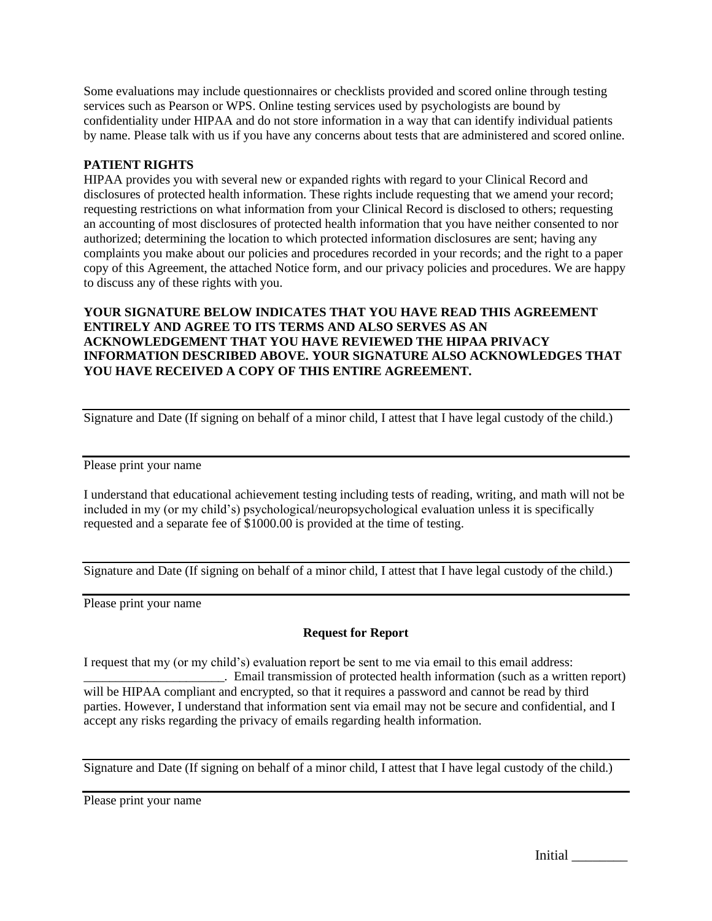Some evaluations may include questionnaires or checklists provided and scored online through testing services such as Pearson or WPS. Online testing services used by psychologists are bound by confidentiality under HIPAA and do not store information in a way that can identify individual patients by name. Please talk with us if you have any concerns about tests that are administered and scored online.

**PATIENT RIGHTS**

HIPAA provides you with several new or expanded rights with regard to your Clinical Record and disclosures of protected health information. These rights include requesting that we amend your record; requesting restrictions on what information from your Clinical Record is disclosed to others; requesting an accounting of most disclosures of protected health information that you have neither consented to nor authorized; determining the location to which protected information disclosures are sent; having any complaints you make about our policies and procedures recorded in your records; and the right to a paper copy of this Agreement, the attached Notice form, and our privacy policies and procedures. We are happy to discuss any of these rights with you.

**YOUR SIGNATURE BELOW INDICATES THAT YOU HAVE READ THIS AGREEMENT ENTIRELY AND AGREE TO ITS TERMS AND ALSO SERVES AS AN ACKNOWLEDGEMENT THAT YOU HAVE REVIEWED THE HIPAA PRIVACY INFORMATION DESCRIBED ABOVE. YOUR SIGNATURE ALSO ACKNOWLEDGES THAT YOU HAVE RECEIVED A COPY OF THIS ENTIRE AGREEMENT.**

---

Signature and Date (If signing on behalf of a minor child, I attest that I have legal custody of the child.)

---

Please print your name

I understand that educational achievement testing including tests of reading, writing, and math will not be included in my (or my child's) psychological/neuropsychological evaluation unless it is specifically requested and a separate fee of $1000.00 is provided at the time of testing.

---

Signature and Date (If signing on behalf of a minor child, I attest that I have legal custody of the child.)

---

Please print your name

**Request for Report**

I request that my (or my child's) evaluation report be sent to me via email to this email address: ______________________. Email transmission of protected health information (such as a written report) will be HIPAA compliant and encrypted, so that it requires a password and cannot be read by third parties. However, I understand that information sent via email may not be secure and confidential, and I accept any risks regarding the privacy of emails regarding health information.

---

Signature and Date (If signing on behalf of a minor child, I attest that I have legal custody of the child.)

---

Please print your name

Initial ________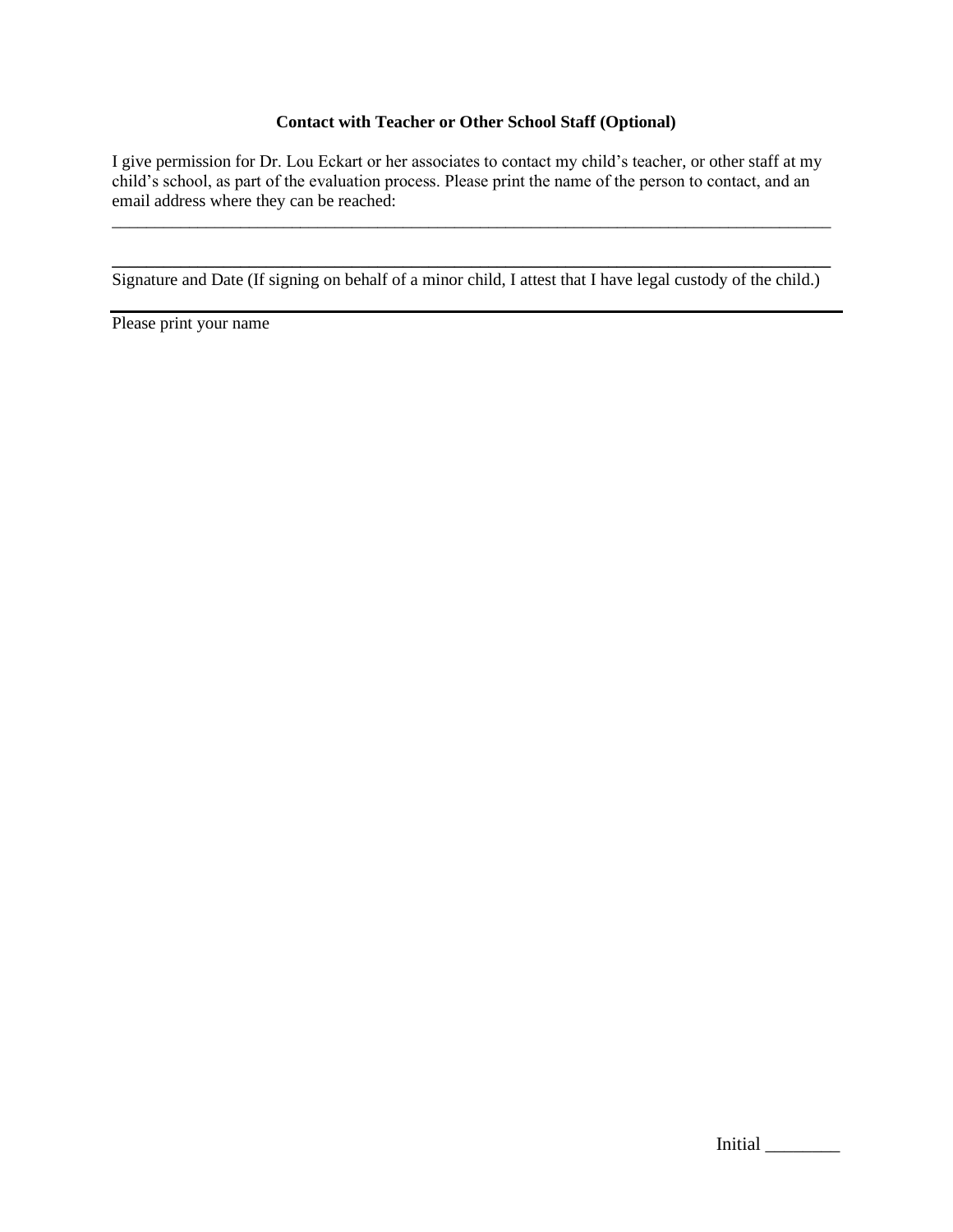**Contact with Teacher or Other School Staff (Optional)**

I give permission for Dr. Lou Eckart or her associates to contact my child's teacher, or other staff at my child's school, as part of the evaluation process. Please print the name of the person to contact, and an email address where they can be reached:

_____________________________________________________________________________________

_____________________________________________________________________________________

Signature and Date (If signing on behalf of a minor child, I attest that I have legal custody of the child.)

_____________________________________________________________________________________

Please print your name

Initial ________